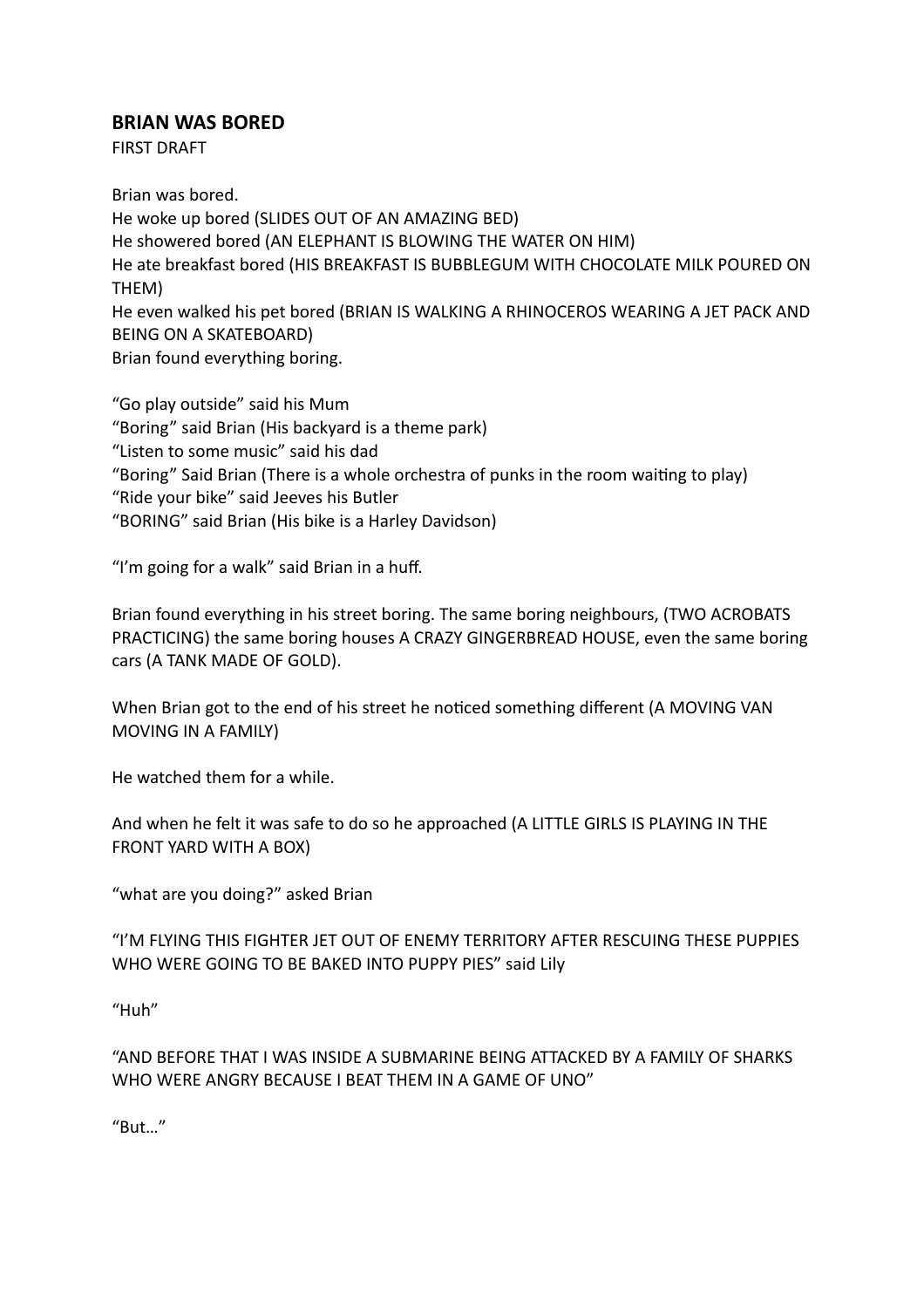**BRIAN WAS BORED**
FIRST DRAFT

Brian was bored.
He woke up bored (SLIDES OUT OF AN AMAZING BED)
He showered bored (AN ELEPHANT IS BLOWING THE WATER ON HIM)
He ate breakfast bored (HIS BREAKFAST IS BUBBLEGUM WITH CHOCOLATE MILK POURED ON THEM)
He even walked his pet bored (BRIAN IS WALKING A RHINOCEROS WEARING A JET PACK AND BEING ON A SKATEBOARD)
Brian found everything boring.

"Go play outside" said his Mum
"Boring" said Brian (His backyard is a theme park)
"Listen to some music" said his dad
"Boring" Said Brian (There is a whole orchestra of punks in the room waiting to play)
"Ride your bike" said Jeeves his Butler
"BORING" said Brian (His bike is a Harley Davidson)

"I'm going for a walk" said Brian in a huff.

Brian found everything in his street boring. The same boring neighbours, (TWO ACROBATS PRACTICING) the same boring houses A CRAZY GINGERBREAD HOUSE, even the same boring cars (A TANK MADE OF GOLD).

When Brian got to the end of his street he noticed something different (A MOVING VAN MOVING IN A FAMILY)

He watched them for a while.

And when he felt it was safe to do so he approached (A LITTLE GIRLS IS PLAYING IN THE FRONT YARD WITH A BOX)

"what are you doing?" asked Brian

"I'M FLYING THIS FIGHTER JET OUT OF ENEMY TERRITORY AFTER RESCUING THESE PUPPIES WHO WERE GOING TO BE BAKED INTO PUPPY PIES" said Lily

"Huh"

"AND BEFORE THAT I WAS INSIDE A SUBMARINE BEING ATTACKED BY A FAMILY OF SHARKS WHO WERE ANGRY BECAUSE I BEAT THEM IN A GAME OF UNO"

"But…"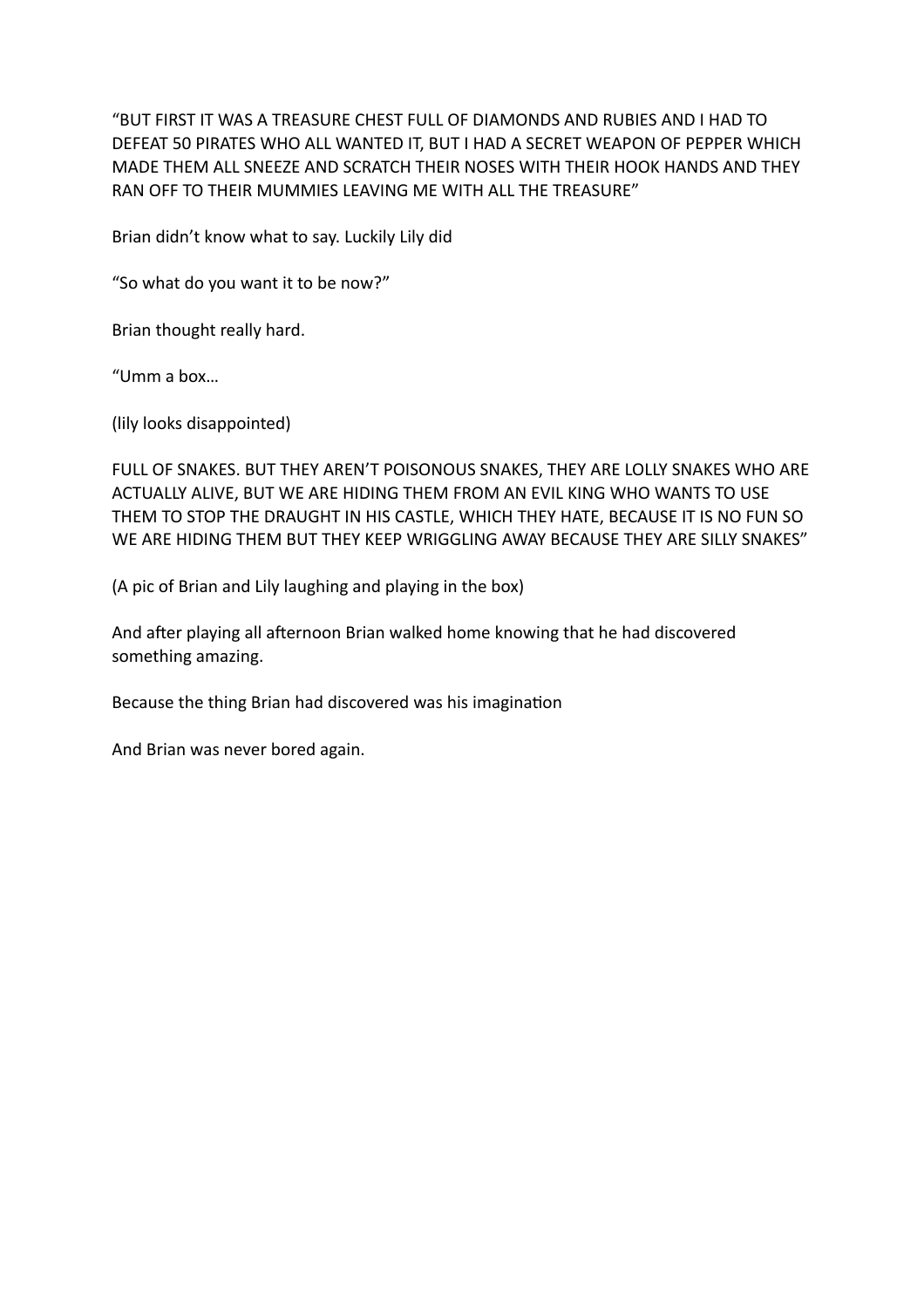"BUT FIRST IT WAS A TREASURE CHEST FULL OF DIAMONDS AND RUBIES AND I HAD TO DEFEAT 50 PIRATES WHO ALL WANTED IT, BUT I HAD A SECRET WEAPON OF PEPPER WHICH MADE THEM ALL SNEEZE AND SCRATCH THEIR NOSES WITH THEIR HOOK HANDS AND THEY RAN OFF TO THEIR MUMMIES LEAVING ME WITH ALL THE TREASURE"

Brian didn't know what to say. Luckily Lily did

"So what do you want it to be now?"

Brian thought really hard.

"Umm a box…

(lily looks disappointed)

FULL OF SNAKES. BUT THEY AREN'T POISONOUS SNAKES, THEY ARE LOLLY SNAKES WHO ARE ACTUALLY ALIVE, BUT WE ARE HIDING THEM FROM AN EVIL KING WHO WANTS TO USE THEM TO STOP THE DRAUGHT IN HIS CASTLE, WHICH THEY HATE, BECAUSE IT IS NO FUN SO WE ARE HIDING THEM BUT THEY KEEP WRIGGLING AWAY BECAUSE THEY ARE SILLY SNAKES"

(A pic of Brian and Lily laughing and playing in the box)

And after playing all afternoon Brian walked home knowing that he had discovered something amazing.

Because the thing Brian had discovered was his imagination

And Brian was never bored again.